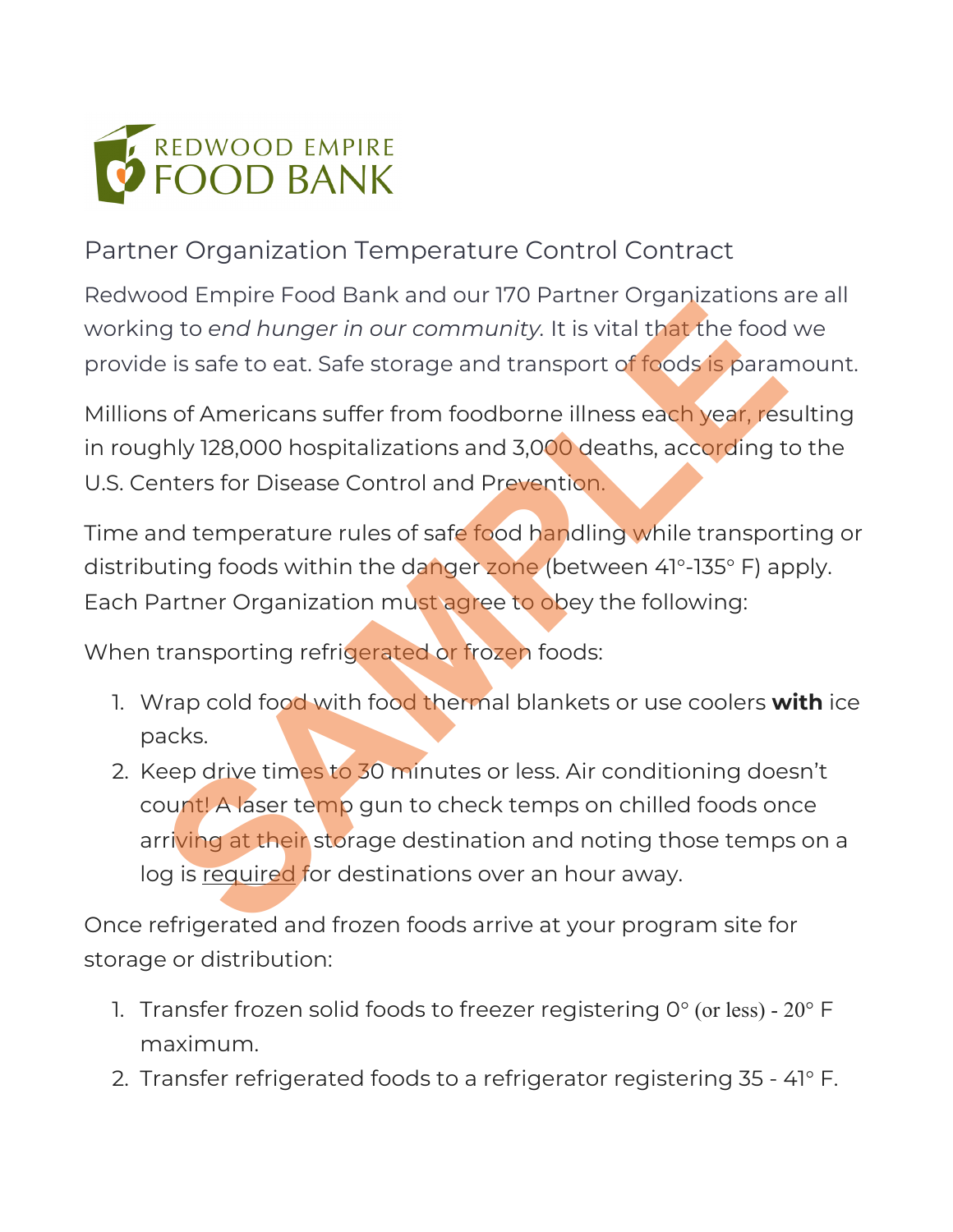REDWOOD EMPIRE
FOOD BANK

## Partner Organization Temperature Control Contract

Redwood Empire Food Bank and our 170 Partner Organizations are all working to *end hunger in our community.* It is vital that the food we provide is safe to eat. Safe storage and transport of foods is paramount.

Millions of Americans suffer from foodborne illness each year, resulting in roughly 128,000 hospitalizations and 3,000 deaths, according to the U.S. Centers for Disease Control and Prevention.

Time and temperature rules of safe food handling while transporting or distributing foods within the danger zone (between 41°-135° F) apply. Each Partner Organization must agree to obey the following:

When transporting refrigerated or frozen foods:

1. Wrap cold food with food thermal blankets or use coolers **with** ice packs.
2. Keep drive times to 30 minutes or less. Air conditioning doesn't count! A laser temp gun to check temps on chilled foods once arriving at their storage destination and noting those temps on a log is required for destinations over an hour away.

Once refrigerated and frozen foods arrive at your program site for storage or distribution:

1. Transfer frozen solid foods to freezer registering 0° (or less) - 20° F maximum.
2. Transfer refrigerated foods to a refrigerator registering 35 - 41° F.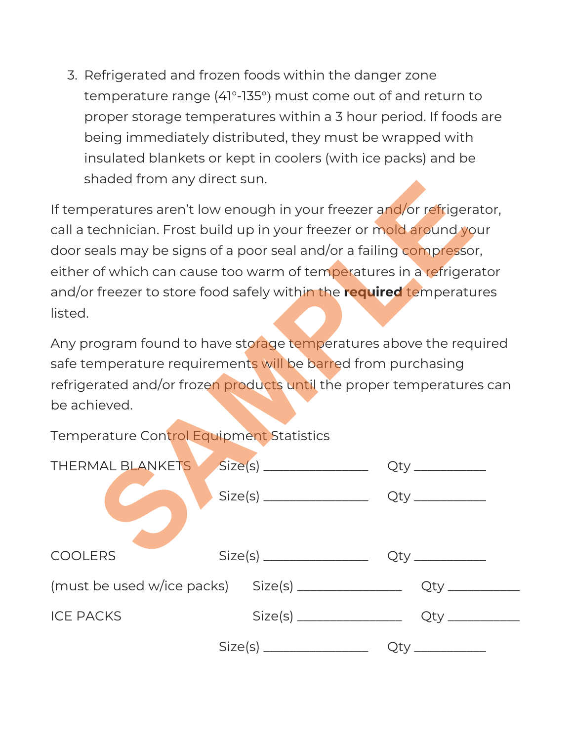3. Refrigerated and frozen foods within the danger zone temperature range (41°-135°) must come out of and return to proper storage temperatures within a 3 hour period. If foods are being immediately distributed, they must be wrapped with insulated blankets or kept in coolers (with ice packs) and be shaded from any direct sun.

If temperatures aren't low enough in your freezer and/or refrigerator, call a technician. Frost build up in your freezer or mold around your door seals may be signs of a poor seal and/or a failing compressor, either of which can cause too warm of temperatures in a refrigerator and/or freezer to store food safely within the **required** temperatures listed.

Any program found to have storage temperatures above the required safe temperature requirements will be barred from purchasing refrigerated and/or frozen products until the proper temperatures can be achieved.

Temperature Control Equipment Statistics

| | | |
|---|---|---|
| THERMAL BLANKETS | Size(s) ________________ | Qty ___________ |
| | Size(s) ________________ | Qty ___________ |
| COOLERS | Size(s) ________________ | Qty ___________ |
| (must be used w/ice packs) | Size(s) ________________ | Qty ___________ |
| ICE PACKS | Size(s) ________________ | Qty ___________ |
| | Size(s) ________________ | Qty ___________ |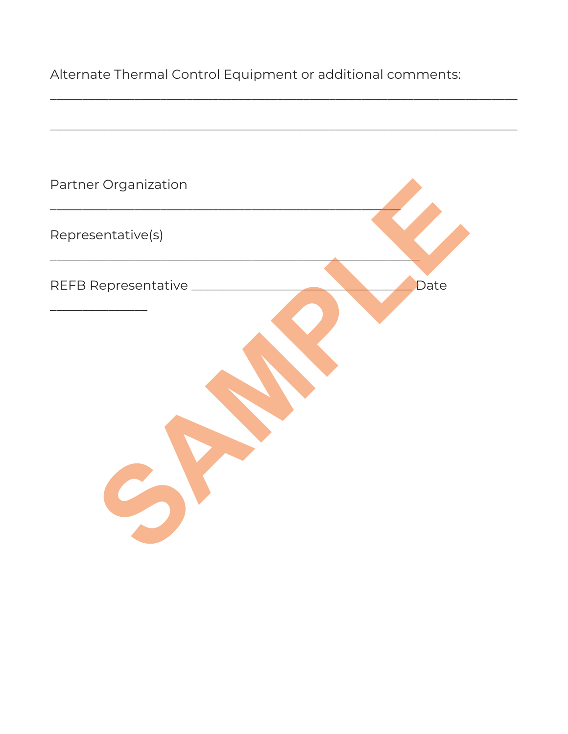Alternate Thermal Control Equipment or additional comments:

___________________________________________________________________________

___________________________________________________________________________

Partner Organization

________________________________________________________

Representative(s)

___________________________________________________________

REFB Representative __________________________________ Date

_______________

SAMPLE